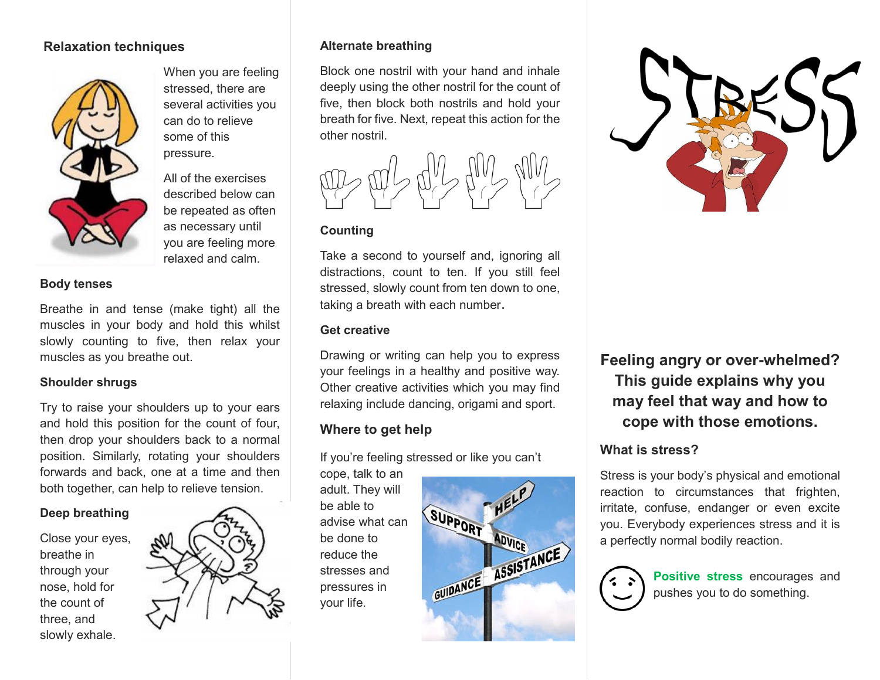### Relaxation techniques

When you are feeling stressed, there are several activities you can do to relieve some of this pressure.

All of the exercises described below can be repeated as often as necessary until you are feeling more relaxed and calm.

### Body tenses

Breathe in and tense (make tight) all the muscles in your body and hold this whilst slowly counting to five, then relax your muscles as you breathe out.

### Shoulder shrugs

Try to raise your shoulders up to your ears and hold this position for the count of four, then drop your shoulders back to a normal position. Similarly, rotating your shoulders forwards and back, one at a time and then both together, can help to relieve tension.

### Deep breathing

Close your eyes, breathe in through your nose, hold for the count of three, and slowly exhale.

### Alternate breathing

Block one nostril with your hand and inhale deeply using the other nostril for the count of five, then block both nostrils and hold your breath for five. Next, repeat this action for the other nostril.

### Counting

Take a second to yourself and, ignoring all distractions, count to ten. If you still feel stressed, slowly count from ten down to one, taking a breath with each number.

### Get creative

Drawing or writing can help you to express your feelings in a healthy and positive way. Other creative activities which you may find relaxing include dancing, origami and sport.

### Where to get help

If you're feeling stressed or like you can't cope, talk to an adult. They will be able to advise what can be done to reduce the stresses and pressures in your life.

# STRESS

## Feeling angry or over-whelmed? This guide explains why you may feel that way and how to cope with those emotions.

### What is stress?

Stress is your body's physical and emotional reaction to circumstances that frighten, irritate, confuse, endanger or even excite you. Everybody experiences stress and it is a perfectly normal bodily reaction.

**Positive stress** encourages and pushes you to do something.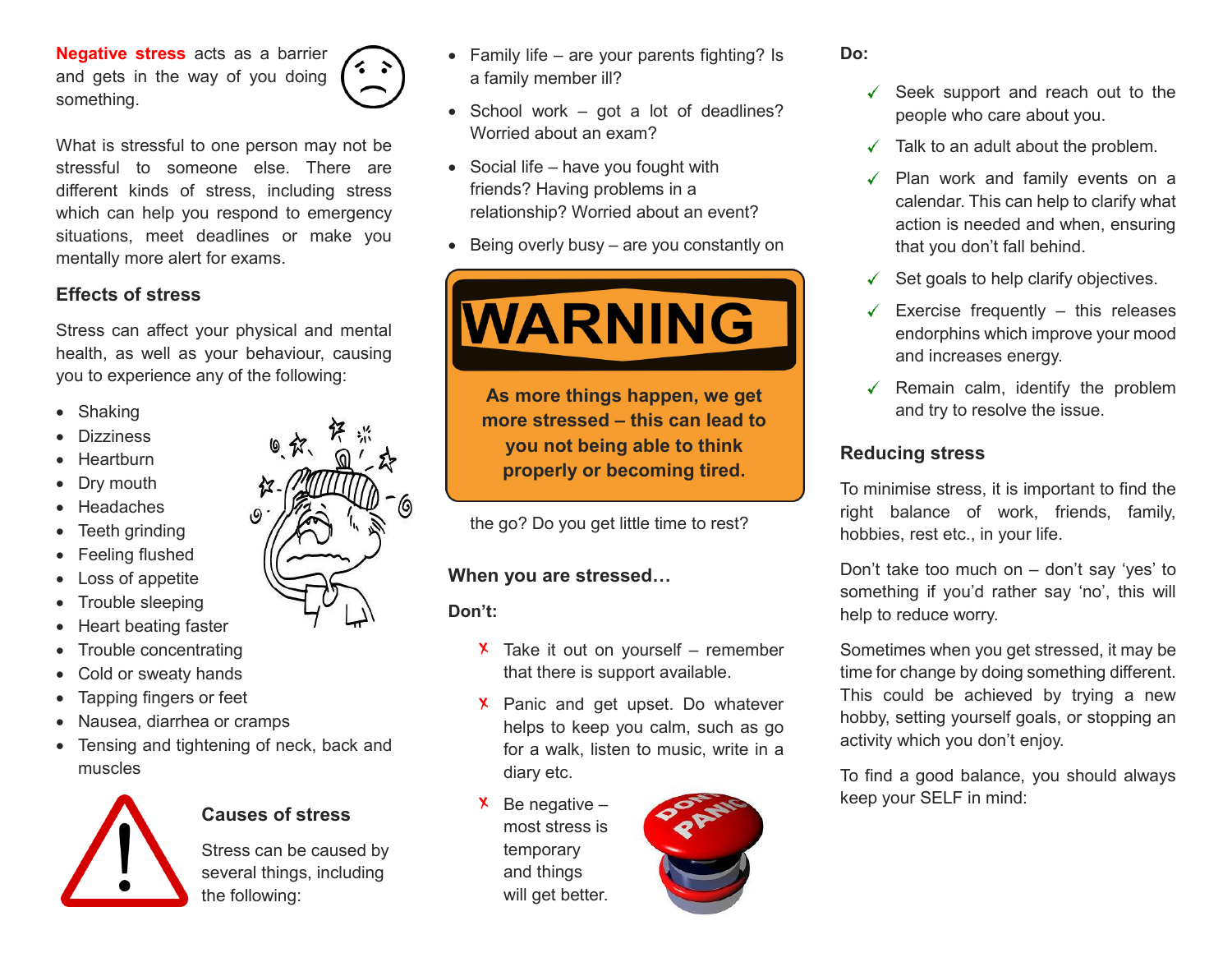**Negative stress** acts as a barrier and gets in the way of you doing something.

What is stressful to one person may not be stressful to someone else. There are different kinds of stress, including stress which can help you respond to emergency situations, meet deadlines or make you mentally more alert for exams.

### Effects of stress

Stress can affect your physical and mental health, as well as your behaviour, causing you to experience any of the following:

- Shaking
- Dizziness
- Heartburn
- Dry mouth
- Headaches
- Teeth grinding
- Feeling flushed
- Loss of appetite
- Trouble sleeping
- Heart beating faster
- Trouble concentrating
- Cold or sweaty hands
- Tapping fingers or feet
- Nausea, diarrhea or cramps
- Tensing and tightening of neck, back and muscles

### Causes of stress

Stress can be caused by several things, including the following:

- Family life – are your parents fighting? Is a family member ill?
- School work – got a lot of deadlines? Worried about an exam?
- Social life – have you fought with friends? Having problems in a relationship? Worried about an event?
- Being overly busy – are you constantly on the go? Do you get little time to rest?

**WARNING**

**As more things happen, we get more stressed – this can lead to you not being able to think properly or becoming tired.**

### When you are stressed…

**Don't:**

- ✗ Take it out on yourself – remember that there is support available.
- ✗ Panic and get upset. Do whatever helps to keep you calm, such as go for a walk, listen to music, write in a diary etc.
- ✗ Be negative – most stress is temporary and things will get better.

**Do:**

- ✓ Seek support and reach out to the people who care about you.
- ✓ Talk to an adult about the problem.
- ✓ Plan work and family events on a calendar. This can help to clarify what action is needed and when, ensuring that you don't fall behind.
- ✓ Set goals to help clarify objectives.
- ✓ Exercise frequently – this releases endorphins which improve your mood and increases energy.
- ✓ Remain calm, identify the problem and try to resolve the issue.

### Reducing stress

To minimise stress, it is important to find the right balance of work, friends, family, hobbies, rest etc., in your life.

Don't take too much on – don't say 'yes' to something if you'd rather say 'no', this will help to reduce worry.

Sometimes when you get stressed, it may be time for change by doing something different. This could be achieved by trying a new hobby, setting yourself goals, or stopping an activity which you don't enjoy.

To find a good balance, you should always keep your SELF in mind: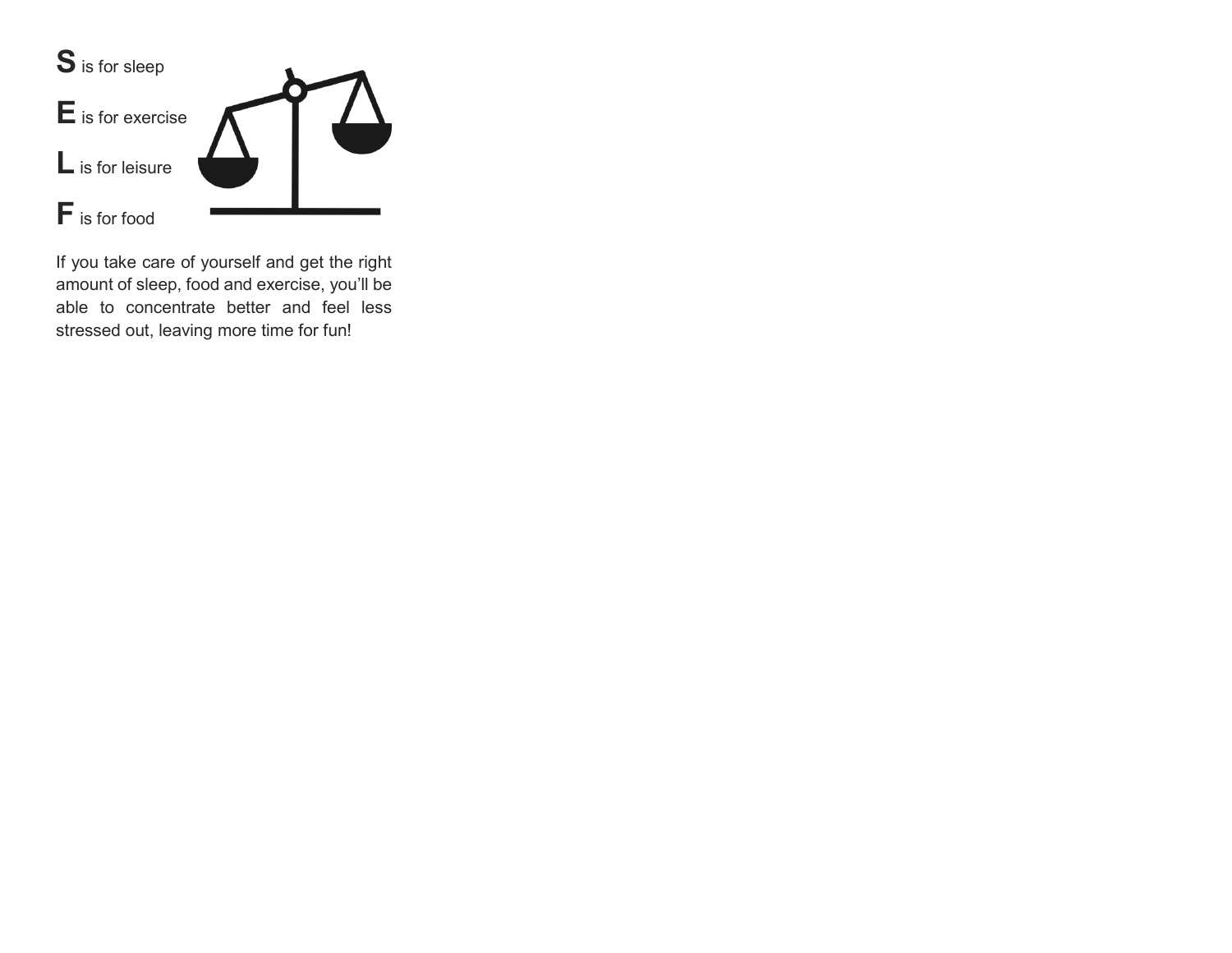**S** is for sleep

**E** is for exercise

**L** is for leisure

**F** is for food

If you take care of yourself and get the right amount of sleep, food and exercise, you'll be able to concentrate better and feel less stressed out, leaving more time for fun!